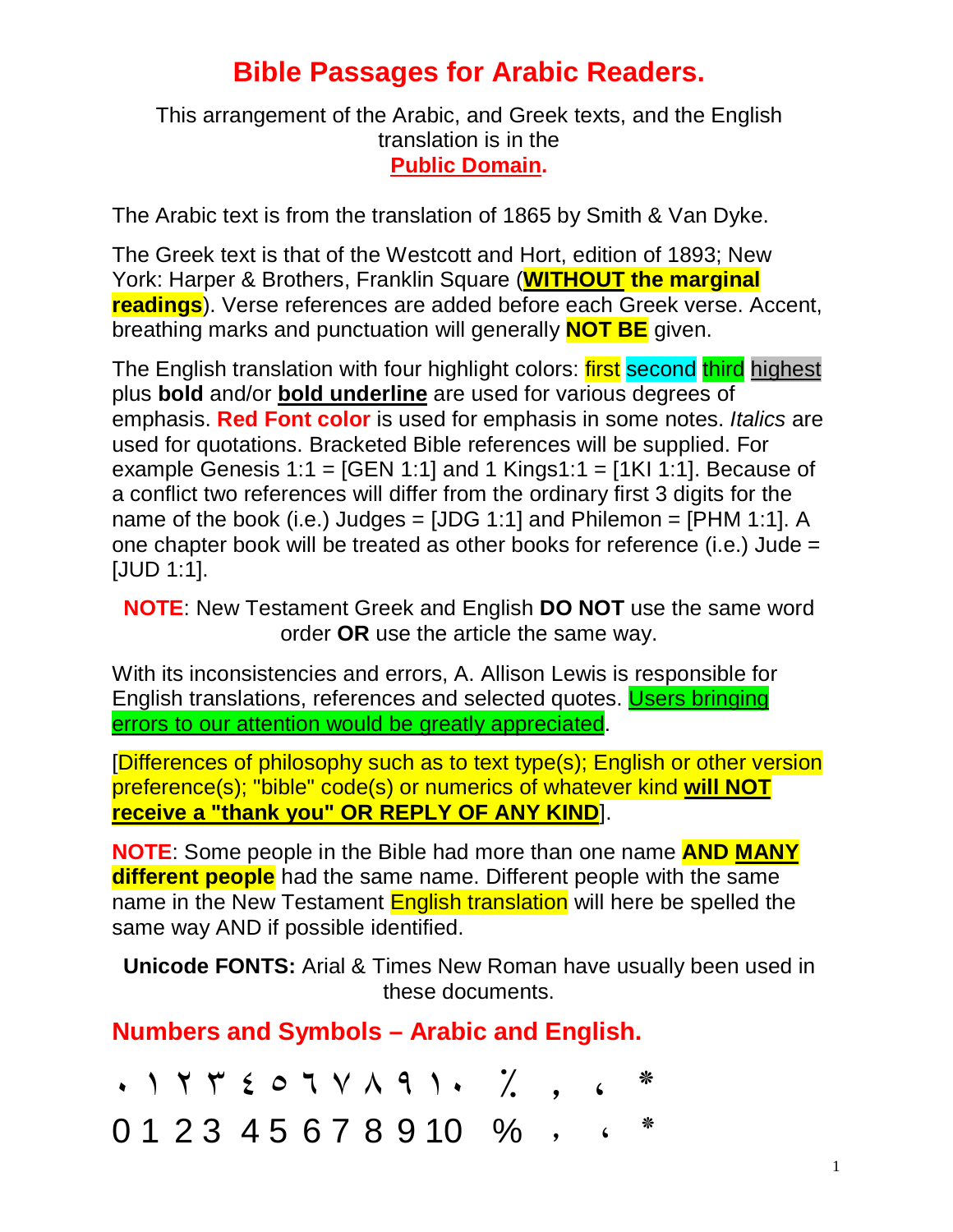# Bible Passages for Arabic Readers.

This arrangement of the Arabic, and Greek texts, and the English translation is in the
**Public Domain.**

The Arabic text is from the translation of 1865 by Smith & Van Dyke.

The Greek text is that of the Westcott and Hort, edition of 1893; New York: Harper & Brothers, Franklin Square (**WITHOUT the marginal readings**). Verse references are added before each Greek verse. Accent, breathing marks and punctuation will generally **NOT BE** given.

The English translation with four highlight colors: first second third highest plus **bold** and/or **bold underline** are used for various degrees of emphasis. **Red Font color** is used for emphasis in some notes. *Italics* are used for quotations. Bracketed Bible references will be supplied. For example Genesis 1:1 = [GEN 1:1] and 1 Kings1:1 = [1KI 1:1]. Because of a conflict two references will differ from the ordinary first 3 digits for the name of the book (i.e.) Judges = [JDG 1:1] and Philemon = [PHM 1:1]. A one chapter book will be treated as other books for reference (i.e.) Jude = [JUD 1:1].

**NOTE**: New Testament Greek and English **DO NOT** use the same word order **OR** use the article the same way.

With its inconsistencies and errors, A. Allison Lewis is responsible for English translations, references and selected quotes. Users bringing errors to our attention would be greatly appreciated.

[Differences of philosophy such as to text type(s); English or other version preference(s); "bible" code(s) or numerics of whatever kind **will NOT receive a "thank you" OR REPLY OF ANY KIND**].

**NOTE**: Some people in the Bible had more than one name **AND MANY different people** had the same name. Different people with the same name in the New Testament English translation will here be spelled the same way AND if possible identified.

**Unicode FONTS:** Arial & Times New Roman have usually been used in these documents.

## Numbers and Symbols – Arabic and English.

٠ ١ ٢ ٣ ٤ ٥ ٦ ٧ ٨ ٩ ١٠ ٪ , ، ٭

0 1 2 3 4 5 6 7 8 9 10 % , ، ٭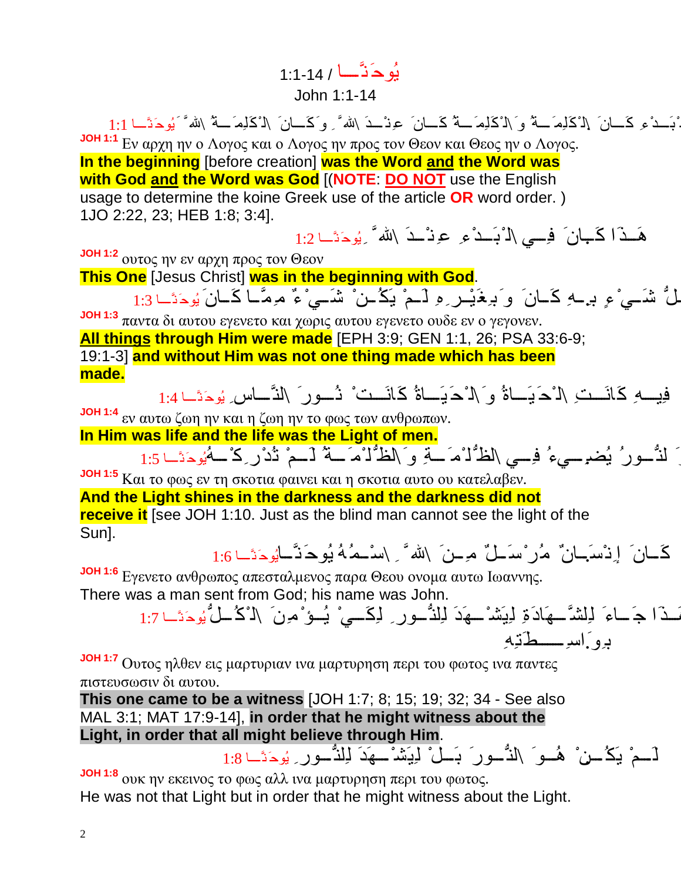# يُوحَنَّا / 1:1-14

## John 1:1-14

فِي ٱلْبَدْءِ كَانَ ٱلْكَلِمَةُ وَٱلْكَلِمَةُ كَانَ عِنْدَ ٱللهِ وَكَانَ ٱلْكَلِمَةُ ٱللهَ يُوحَنَّا 1:1

**JOH 1:1** Εν αρχη ην ο Λογος και ο Λογος ην προς τον Θεον και Θεος ην ο Λογος.

**In the beginning** [before creation] **was the Word and the Word was with God and the Word was God** [(**NOTE**: **DO NOT** use the English usage to determine the koine Greek use of the article **OR** word order. ) 1JO 2:22, 23; HEB 1:8; 3:4].

هَذَا كَانَ فِي ٱلْبَدْءِ عِنْدَ ٱللهِ يُوحَنَّا 1:2

**JOH 1:2** ουτος ην εν αρχη προς τον Θεον

**This One** [Jesus Christ] **was in the beginning with God**.

كُلُّ شَيْءٍ بِهِ كَانَ وَبِغَيْرِهِ لَمْ يَكُنْ شَيْءٌ مِمَّا كَانَ يُوحَنَّا 1:3

**JOH 1:3** παντα δι αυτου εγενετο και χωρις αυτου εγενετο ουδε εν ο γεγονεν.

**All things through Him were made** [EPH 3:9; GEN 1:1, 26; PSA 33:6-9; 19:1-3] **and without Him was not one thing made which has been made.**

فِيهِ كَانَتِ ٱلْحَيَاةُ وَٱلْحَيَاةُ كَانَتْ نُورَ ٱلنَّاسِ يُوحَنَّا 1:4

**JOH 1:4** εν αυτω ζωη ην και η ζωη ην το φως των ανθρωπων.

**In Him was life and the life was the Light of men.**

وَٱلنُّورُ يُضِيءُ فِي ٱلظُّلْمَةِ وَٱلظُّلْمَةُ لَمْ تُدْرِكْهُ يُوحَنَّا 1:5

**JOH 1:5** Και το φως εν τη σκοτια φαινει και η σκοτια αυτο ου κατελαβεν.

**And the Light shines in the darkness and the darkness did not receive it** [see JOH 1:10. Just as the blind man cannot see the light of the Sun].

كَانَ إِنْسَانٌ مُرْسَلٌ مِنَ ٱللهِ ٱسْمُهُ يُوحَنَّا يُوحَنَّا 1:6

**JOH 1:6** Εγενετο ανθρωπος απεσταλμενος παρα Θεου ονομα αυτω Ιωαννης.

There was a man sent from God; his name was John.

هَذَا جَاءَ لِلشَّهَادَةِ لِيَشْهَدَ لِلنُّورِ لِكَيْ يُؤْمِنَ ٱلْكُلُّ بِوَاسِطَتِهِ يُوحَنَّا 1:7

**JOH 1:7** Ουτος ηλθεν εις μαρτυριαν ινα μαρτυρηση περι του φωτος ινα παντες πιστευσωσιν δι αυτου.

**This one came to be a witness** [JOH 1:7; 8; 15; 19; 32; 34 - See also MAL 3:1; MAT 17:9-14], **in order that he might witness about the Light, in order that all might believe through Him**.

لَمْ يَكُنْ هُوَ ٱلنُّورَ بَلْ لِيَشْهَدَ لِلنُّورِ يُوحَنَّا 1:8

**JOH 1:8** ουκ ην εκεινος το φως αλλ ινα μαρτυρηση περι του φωτος.

He was not that Light but in order that he might witness about the Light.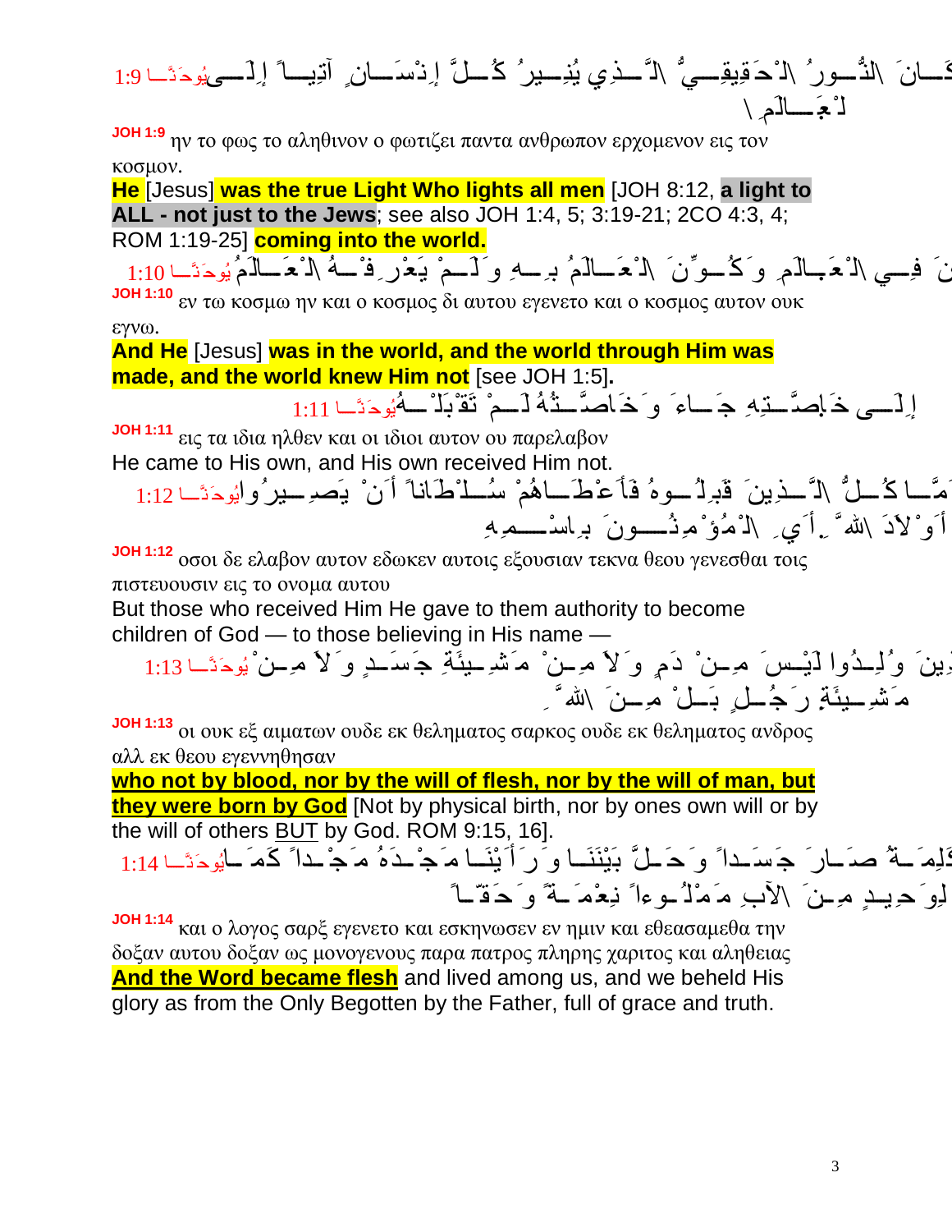يُوحَنَّا 1:9 كَانَ ٱلنُّورُ ٱلْحَقِيقِيُّ ٱلَّذِي يُنِيرُ كُلَّ إِنْسَانٍ آتِياً إِلَى ٱلْعَالَمِ

**JOH 1:9** ην το φως το αληθινον ο φωτιζει παντα ανθρωπον ερχομενον εις τον κοσμον.

**He** [Jesus] **was the true Light Who lights all men** [JOH 8:12, **a light to ALL - not just to the Jews**; see also JOH 1:4, 5; 3:19-21; 2CO 4:3, 4; ROM 1:19-25] **coming into the world.**

يُوحَنَّا 1:10 كَانَ فِي ٱلْعَالَمِ وَكُوِّنَ ٱلْعَالَمُ بِهِ وَلَمْ يَعْرِفْهُ ٱلْعَالَمُ

**JOH 1:10** εν τω κοσμω ην και ο κοσμος δι αυτου εγενετο και ο κοσμος αυτον ουκ εγνω.

**And He** [Jesus] **was in the world, and the world through Him was made, and the world knew Him not** [see JOH 1:5]**.**

يُوحَنَّا 1:11 إِلَى خَاصَّتِهِ جَاءَ وَخَاصَّتُهُ لَمْ تَقْبَلْهُ

**JOH 1:11** εις τα ιδια ηλθεν και οι ιδιοι αυτον ου παρελαβον

He came to His own, and His own received Him not.

يُوحَنَّا 1:12 وَأَمَّا كُلُّ ٱلَّذِينَ قَبِلُوهُ فَأَعْطَاهُمْ سُلْطَاناً أَنْ يَصِيرُوا أَوْلاَدَ ٱللهِ، أَيِ ٱلْمُؤْمِنُونَ بِٱسْمِهِ

**JOH 1:12** οσοι δε ελαβον αυτον εδωκεν αυτοις εξουσιαν τεκνα θεου γενεσθαι τοις πιστευουσιν εις το ονομα αυτου

But those who received Him He gave to them authority to become children of God — to those believing in His name —

يُوحَنَّا 1:13 اَلَّذِينَ وُلِدُوا لَيْسَ مِنْ دَمٍ وَلاَ مِنْ مَشِيئَةِ جَسَدٍ وَلاَ مِنْ مَشِيئَةِ رَجُلٍ بَلْ مِنَ ٱللهِ.

**JOH 1:13** οι ουκ εξ αιματων ουδε εκ θεληματος σαρκος ουδε εκ θεληματος ανδρος αλλ εκ θεου εγεννηθησαν

**who not by blood, nor by the will of flesh, nor by the will of man, but they were born by God** [Not by physical birth, nor by ones own will or by the will of others BUT by God. ROM 9:15, 16].

يُوحَنَّا 1:14 وَٱلْكَلِمَةُ صَارَ جَسَداً وَحَلَّ بَيْنَنَا وَرَأَيْنَا مَجْدَهُ مَجْداً كَمَا لِوَحِيدٍ مِنَ ٱلآبِ مَمْلُوءاً نِعْمَةً وَحَقّاً

**JOH 1:14** και ο λογος σαρξ εγενετο και εσκηνωσεν εν ημιν και εθεασαμεθα την δοξαν αυτου δοξαν ως μονογενους παρα πατρος πληρης χαριτος και αληθειας

**And the Word became flesh** and lived among us, and we beheld His glory as from the Only Begotten by the Father, full of grace and truth.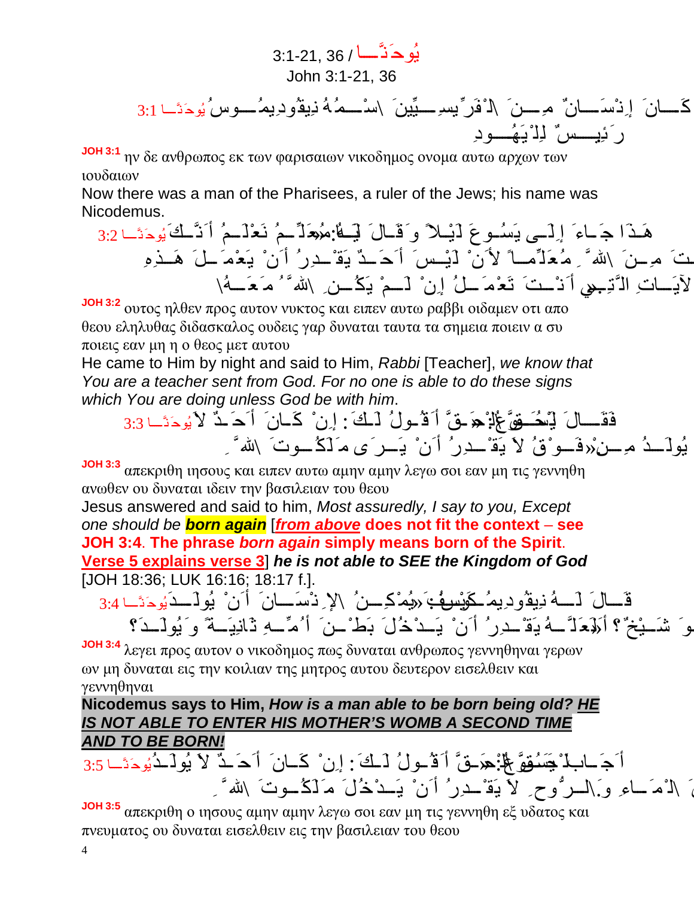# 3:1-21, 36 / يُوحَنَّا

## John 3:1-21, 36

يُوحَنَّا 3:1 كَانَ إِنْسَانٌ مِنَ الْفَرِّيسِيِّينَ اسْمُهُ نِيقُودِيمُوسُ رَئِيسٌ لِلْيَهُودِ

**JOH 3:1** ην δε ανθρωπος εκ των φαρισαιων νικοδημος ονομα αυτω αρχων των ιουδαιων

Now there was a man of the Pharisees, a ruler of the Jews; his name was Nicodemus.

يُوحَنَّا 3:2 هَذَا جَاءَ إِلَى يَسُوعَ لَيْلاً وَقَالَ لَهُ: «يَا مُعَلِّمُ نَعْلَمُ أَنَّكَ قَدْ أَتَيْتَ مِنَ اللهِ مُعَلِّماً لأَنْ لَيْسَ أَحَدٌ يَقْدِرُ أَنْ يَعْمَلَ هَذِهِ الآيَاتِ الَّتِي أَنْتَ تَعْمَلُ إِنْ لَمْ يَكُنِ اللهُ مَعَهُ»

**JOH 3:2** ουτος ηλθεν προς αυτον νυκτος και ειπεν αυτω ραββι οιδαμεν οτι απο θεου εληλυθας διδασκαλος ουδεις γαρ δυναται ταυτα τα σημεια ποιειν α συ ποιεις εαν μη η ο θεος μετ αυτου

He came to Him by night and said to Him, *Rabbi* [Teacher], *we know that You are a teacher sent from God. For no one is able to do these signs which You are doing unless God be with him*.

يُوحَنَّا 3:3 فَقَالَ يَسُوعُ: «الْحَقَّ الْحَقَّ أَقُولُ لَكَ: إِنْ كَانَ أَحَدٌ لاَ يُولَدُ مِنْ فَوْقُ لاَ يَقْدِرُ أَنْ يَرَى مَلَكُوتَ اللهِ»

**JOH 3:3** απεκριθη ιησους και ειπεν αυτω αμην αμην λεγω σοι εαν μη τις γεννηθη ανωθεν ου δυναται ιδειν την βασιλειαν του θεου

Jesus answered and said to him, *Most assuredly, I say to you, Except one should be* ***born again*** [***from above*** **does not fit the context – see JOH 3:4**. **The phrase** ***born again*** **simply means born of the Spirit**. **Verse 5 explains verse 3**] ***he is not able to SEE the Kingdom of God*** [JOH 18:36; LUK 16:16; 18:17 f.].

يُوحَنَّا 3:4 قَالَ لَهُ نِيقُودِيمُوسُ: «كَيْفَ يُمْكِنُ الإِنْسَانَ أَنْ يُولَدَ وَهُوَ شَيْخٌ؟ أَلَعَلَّهُ يَقْدِرُ أَنْ يَدْخُلَ بَطْنَ أُمِّهِ ثَانِيَةً وَيُولَدَ؟»

**JOH 3:4** λεγει προς αυτον ο νικοδημος πως δυναται ανθρωπος γεννηθηναι γερων ων μη δυναται εις την κοιλιαν της μητρος αυτου δευτερον εισελθειν και γεννηθηναι

**Nicodemus says to Him,** ***How is a man able to be born being old? HE IS NOT ABLE TO ENTER HIS MOTHER'S WOMB A SECOND TIME AND TO BE BORN!***

يُوحَنَّا 3:5 أَجَابَ يَسُوعُ: «الْحَقَّ الْحَقَّ أَقُولُ لَكَ: إِنْ كَانَ أَحَدٌ لاَ يُولَدُ مِنَ الْمَاءِ وَالرُّوحِ لاَ يَقْدِرُ أَنْ يَدْخُلَ مَلَكُوتَ اللهِ

**JOH 3:5** απεκριθη ο ιησους αμην αμην λεγω σοι εαν μη τις γεννηθη εξ υδατος και πνευματος ου δυναται εισελθειν εις την βασιλειαν του θεου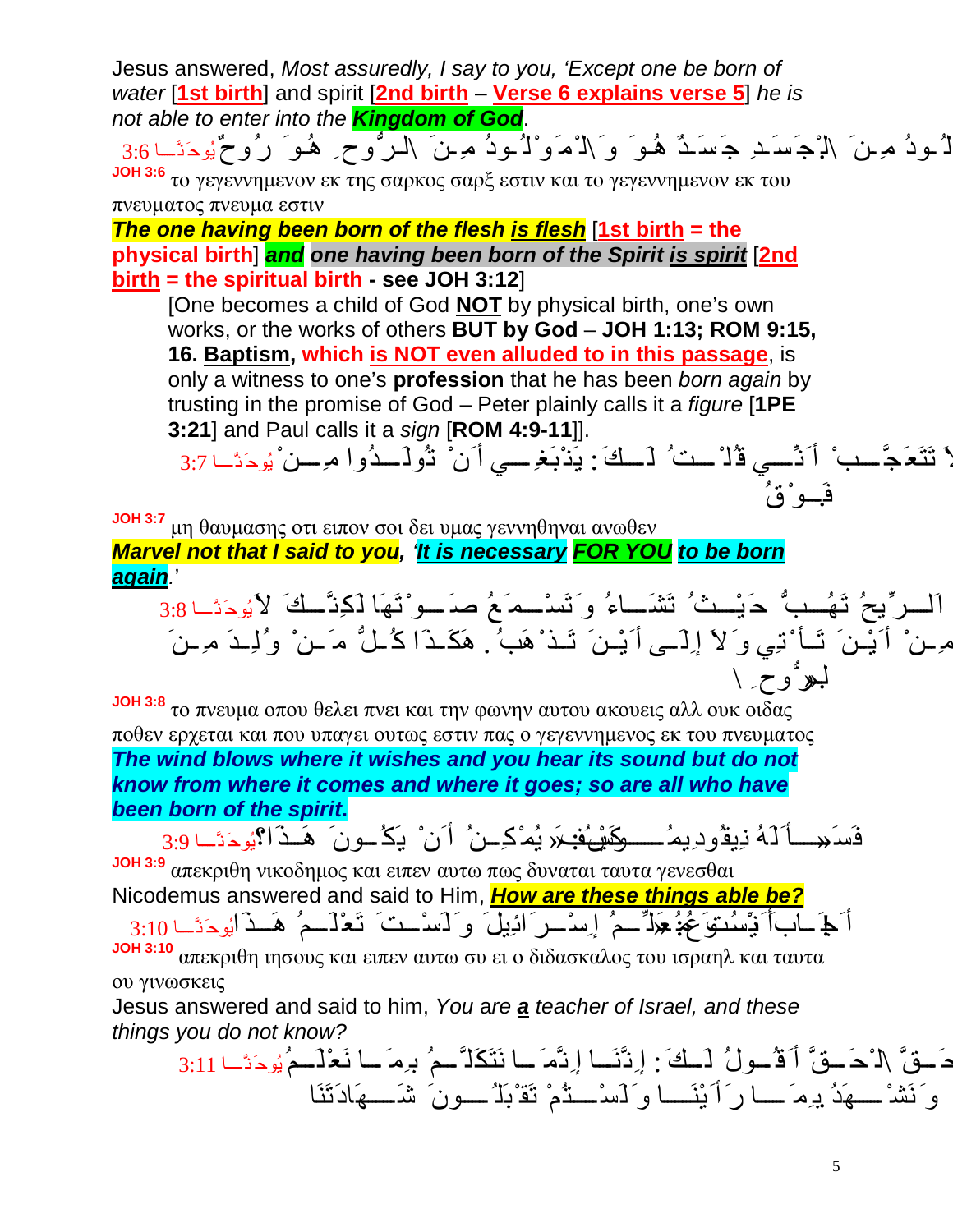Jesus answered, *Most assuredly, I say to you, 'Except one be born of water* [**1st birth**] and spirit [**2nd birth** – **Verse 6 explains verse 5**] *he is not able to enter into the **Kingdom of God***.

يُوحَنَّا 3:6 ...لُودُ مِنَ ٱلْجَسَدِ جَسَدٌ هُوَ وَٱلْمَوْلُودُ مِنَ ٱلرُّوحِ هُوَ رُوحٌ

**JOH 3:6** το γεγεννημενον εκ της σαρκος σαρξ εστιν και το γεγεννημενον εκ του πνευματος πνευμα εστιν

***The one having been born of the flesh is flesh*** [**1st birth = the physical birth**] ***and one having been born of the Spirit is spirit*** [**2nd birth = the spiritual birth - see JOH 3:12**]

[One becomes a child of God **NOT** by physical birth, one's own works, or the works of others **BUT by God** – **JOH 1:13; ROM 9:15, 16. Baptism, which is NOT even alluded to in this passage**, is only a witness to one's **profession** that he has been *born again* by trusting in the promise of God – Peter plainly calls it a *figure* [**1PE 3:21**] and Paul calls it a *sign* [**ROM 4:9-11**]].

يُوحَنَّا 3:7 لاَ تَتَعَجَّبْ أَنِّي قُلْتُ لَكَ: يَنْبَغِي أَنْ تُولَدُوا مِنْ فَوْقُ

**JOH 3:7** μη θαυμασης οτι ειπον σοι δει υμας γεννηθηναι ανωθεν

***Marvel not that I said to you, 'It is necessary FOR YOU to be born again.'***

يُوحَنَّا 3:8 اَلرِّيحُ تَهُبُّ حَيْثُ تَشَاءُ وَتَسْمَعُ صَوْتَهَا لَكِنَّكَ لاَ تَعْلَمُ مِنْ أَيْنَ تَأْتِي وَلاَ إِلَى أَيْنَ تَذْهَبُ. هَكَذَا كُلُّ مَنْ وُلِدَ مِنَ ٱلرُّوحِ

**JOH 3:8** το πνευμα οπου θελει πνει και την φωνην αυτου ακουεις αλλ ουκ οιδας ποθεν ερχεται και που υπαγει ουτως εστιν πας ο γεγεννημενος εκ του πνευματος

***The wind blows where it wishes and you hear its sound but do not know from where it comes and where it goes; so are all who have been born of the spirit.***

يُوحَنَّا 3:9 فَسَأَلَهُ نِيقُودِيمُوسُ: كَيْفَ يُمْكِنُ أَنْ يَكُونَ هَذَا؟

**JOH 3:9** απεκριθη νικοδημος και ειπεν αυτω πως δυναται ταυτα γενεσθαι

Nicodemus answered and said to Him, ***How are these things able be?***

يُوحَنَّا 3:10 أَجَابَ يَسُوعُ: أَنْتَ مُعَلِّمُ إِسْرَائِيلَ وَلَسْتَ تَعْلَمُ هَذَا؟

**JOH 3:10** απεκριθη ιησους και ειπεν αυτω συ ει ο διδασκαλος του ισραηλ και ταυτα ου γινωσκεις

Jesus answered and said to him, *You are **a** teacher of Israel, and these things you do not know?*

يُوحَنَّا 3:11 ...ٱلْحَقَّ ٱلْحَقَّ أَقُولُ لَكَ: إِنَّنَا إِنَّمَا نَتَكَلَّمُ بِمَا نَعْلَمُ وَنَشْهَدُ بِمَا رَأَيْنَا وَلَسْتُمْ تَقْبَلُونَ شَهَادَتَنَا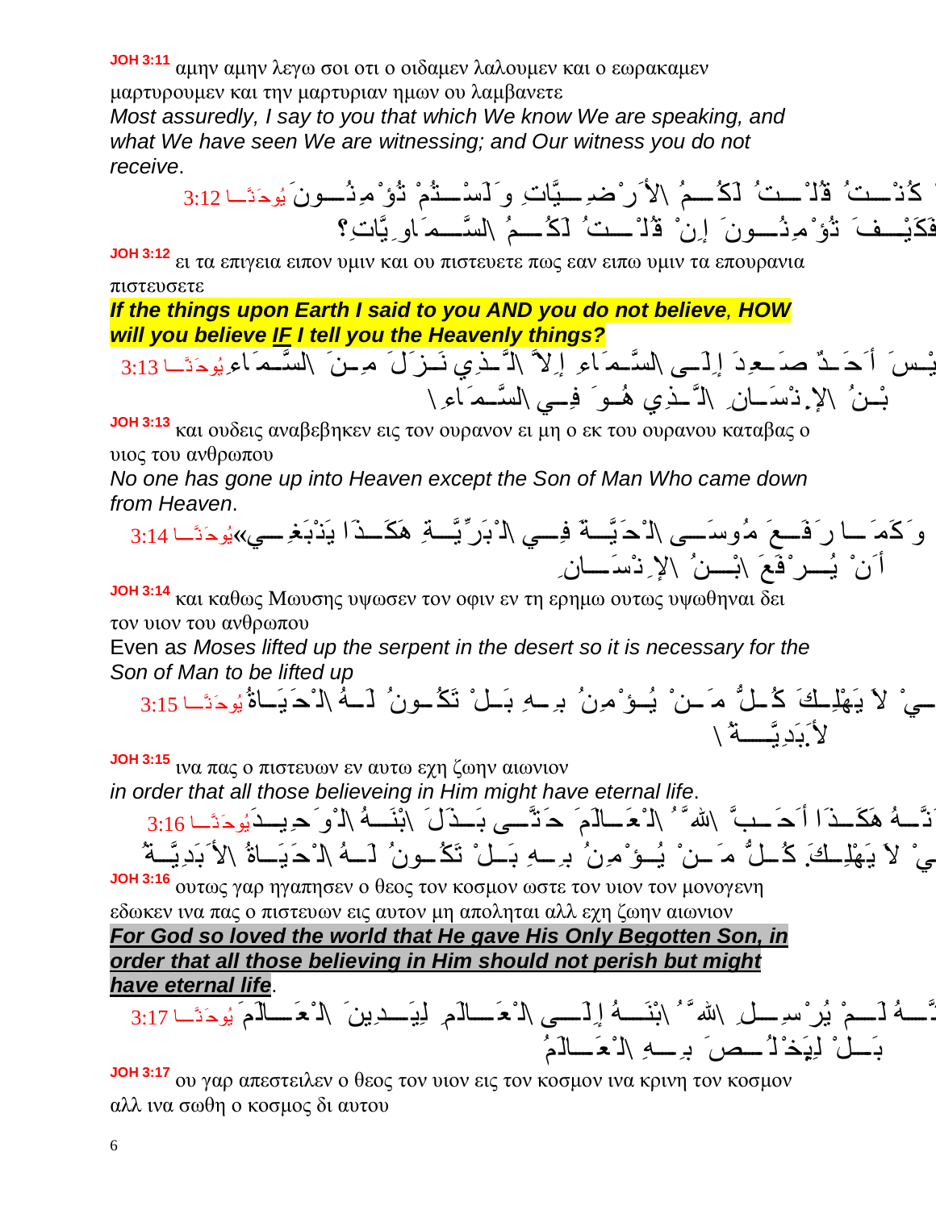**JOH 3:11** αμην αμην λεγω σοι οτι ο οιδαμεν λαλουμεν και ο εωρακαμεν μαρτυρουμεν και την μαρτυριαν ημων ου λαμβανετε

*Most assuredly, I say to you that which We know We are speaking, and what We have seen We are witnessing; and Our witness you do not receive*.

كُنْتُ قُلْتُ لَكُمُ \الأَرْضِيَّاتِ وَلَسْتُمْ تُؤْمِنُونَ يُوحَنَّا 3:12
فَكَيْفَ تُؤْمِنُونَ إِنْ قُلْتُ لَكُمُ \السَّمَاوِيَّاتِ؟

**JOH 3:12** ει τα επιγεια ειπον υμιν και ου πιστευετε πως εαν ειπω υμιν τα επουρανια πιστευσετε

***If the things upon Earth I said to you AND you do not believe*, *HOW will you believe IF I tell you the Heavenly things?***

يْسَ أَحَدٌ صَعِدَ إِلَى \السَّمَاءِ إِلاَّ \الَّذِي نَزَلَ مِنَ \السَّمَاءِ يُوحَنَّا 3:13
بْنُ \الإِنْسَانِ \الَّذِي هُوَ فِي \السَّمَاءِ \

**JOH 3:13** και ουδεις αναβεβηκεν εις τον ουρανον ει μη ο εκ του ουρανου καταβας ο υιος του ανθρωπου

*No one has gone up into Heaven except the Son of Man Who came down from Heaven*.

وَكَمَا رَفَعَ مُوسَى \الْحَيَّةَ فِي \الْبَرِّيَّةِ هَكَذَا يَنْبَغِي» يُوحَنَّا 3:14
أَنْ يُرْفَعَ \ابْنُ \الإِنْسَانِ

**JOH 3:14** και καθως Μωυσης υψωσεν τον οφιν εν τη ερημω ουτως υψωθηναι δει τον υιον του ανθρωπου

Even a*s Moses lifted up the serpent in the desert so it is necessary for the Son of Man to be lifted up*

ي لاَ يَهْلِكَ كُلُّ مَنْ يُؤْمِنُ بِهِ بَلْ تَكُونُ لَهُ \الْحَيَاةُ يُوحَنَّا 3:15
\الأَبَدِيَّةُ \

**JOH 3:15** ινα πας ο πιστευων εν αυτω εχη ζωην αιωνιον

*in order that all those believeing in Him might have eternal life*.

نَّهُ هَكَذَا أَحَبَّ \اللهُ \الْعَالَمَ حَتَّى بَذَلَ \ابْنَهُ \الْوَحِيدَ يُوحَنَّا 3:16
ي لاَ يَهْلِكَ كُلُّ مَنْ يُؤْمِنُ بِهِ بَلْ تَكُونُ لَهُ \الْحَيَاةُ \الأَبَدِيَّةُ

**JOH 3:16** ουτως γαρ ηγαπησεν ο θεος τον κοσμον ωστε τον υιον τον μονογενη εδωκεν ινα πας ο πιστευων εις αυτον μη αποληται αλλ εχη ζωην αιωνιον

***For God so loved the world that He gave His Only Begotten Son, in order that all those believing in Him should not perish but might have eternal life***.

نَّهُ لَمْ يُرْسِلِ \اللهُ \ابْنَهُ إِلَى \الْعَالَمِ لِيَدِينَ \الْعَالَمَ يُوحَنَّا 3:17
بَلْ لِيَخْلُصَ بِهِ \الْعَالَمُ

**JOH 3:17** ου γαρ απεστειλεν ο θεος τον υιον εις τον κοσμον ινα κρινη τον κοσμον αλλ ινα σωθη ο κοσμος δι αυτου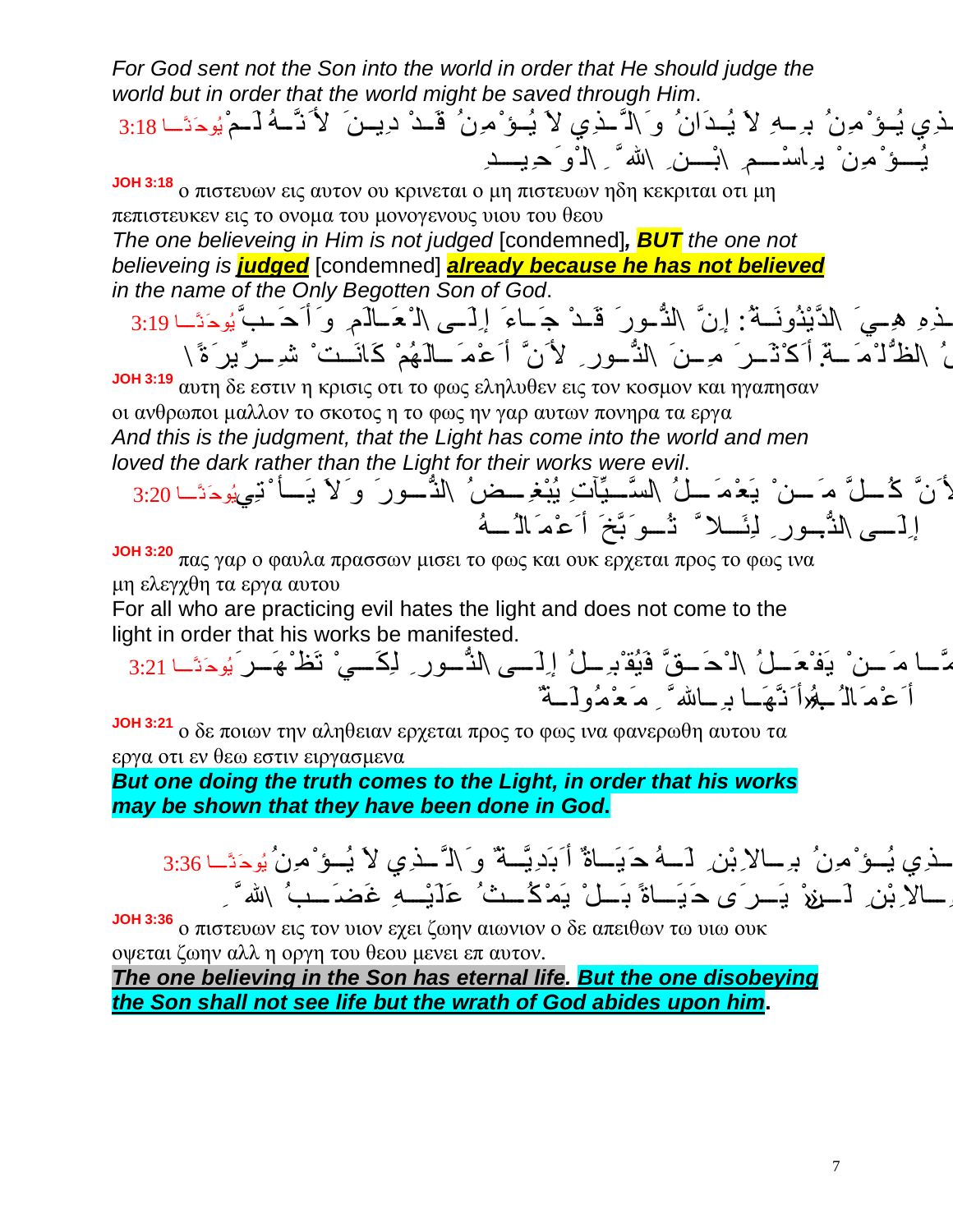*For God sent not the Son into the world in order that He should judge the world but in order that the world might be saved through Him.*

يُوحَنَّا 3:18 الَّذِي يُؤْمِنُ بِهِ لاَ يُدَانُ وَالَّذِي لاَ يُؤْمِنُ قَدْ دِينَ لأَنَّهُ لَمْ يُؤْمِنْ بِاسْمِ ابْنِ اللهِ الْوَحِيدِ

**JOH 3:18** ο πιστευων εις αυτον ου κρινεται ο μη πιστευων ηδη κεκριται οτι μη πεπιστευκεν εις το ονομα του μονογενους υιου του θεου

*The one believeing in Him is not judged* [condemned]***, BUT** the one not believeing is **judged*** [condemned] ***already because he has not believed** in the name of the Only Begotten Son of God.*

يُوحَنَّا 3:19 وَهَذِهِ هِيَ الدَّيْنُونَةُ: إِنَّ النُّورَ قَدْ جَاءَ إِلَى الْعَالَمِ وَأَحَبَّ النَّاسُ الظُّلْمَةَ أَكْثَرَ مِنَ النُّورِ لأَنَّ أَعْمَالَهُمْ كَانَتْ شِرِّيرَةً

**JOH 3:19** αυτη δε εστιν η κρισις οτι το φως εληλυθεν εις τον κοσμον και ηγαπησαν οι ανθρωποι μαλλον το σκοτος η το φως ην γαρ αυτων πονηρα τα εργα

*And this is the judgment, that the Light has come into the world and men loved the dark rather than the Light for their works were evil.*

يُوحَنَّا 3:20 لأَنَّ كُلَّ مَنْ يَعْمَلُ السَّيِّآتِ يُبْغِضُ النُّورَ وَلاَ يَأْتِي إِلَى النُّورِ لِئَلاَّ تُوَبَّخَ أَعْمَالُهُ

**JOH 3:20** πας γαρ ο φαυλα πρασσων μισει το φως και ουκ ερχεται προς το φως ινα μη ελεγχθη τα εργα αυτου

For all who are practicing evil hates the light and does not come to the light in order that his works be manifested.

يُوحَنَّا 3:21 وَأَمَّا مَنْ يَفْعَلُ الْحَقَّ فَيُقْبِلُ إِلَى النُّورِ لِكَيْ تَظْهَرَ أَعْمَالُهُ أَنَّهَا بِاللَّهِ مَعْمُولَةٌ

**JOH 3:21** ο δε ποιων την αληθειαν ερχεται προς το φως ινα φανερωθη αυτου τα εργα οτι εν θεω εστιν ειργασμενα

***But one doing the truth comes to the Light, in order that his works may be shown that they have been done in God.***

يُوحَنَّا 3:36 الَّذِي يُؤْمِنُ بِالاِبْنِ لَهُ حَيَاةٌ أَبَدِيَّةٌ وَالَّذِي لاَ يُؤْمِنُ بِالاِبْنِ لَنْ يَرَى حَيَاةً بَلْ يَمْكُثُ عَلَيْهِ غَضَبُ اللهِ

**JOH 3:36** ο πιστευων εις τον υιον εχει ζωην αιωνιον ο δε απειθων τω υιω ουκ οψεται ζωην αλλ η οργη του θεου μενει επ αυτον.

***The one believing in the Son has eternal life. But the one disobeying the Son shall not see life but the wrath of God abides upon him.***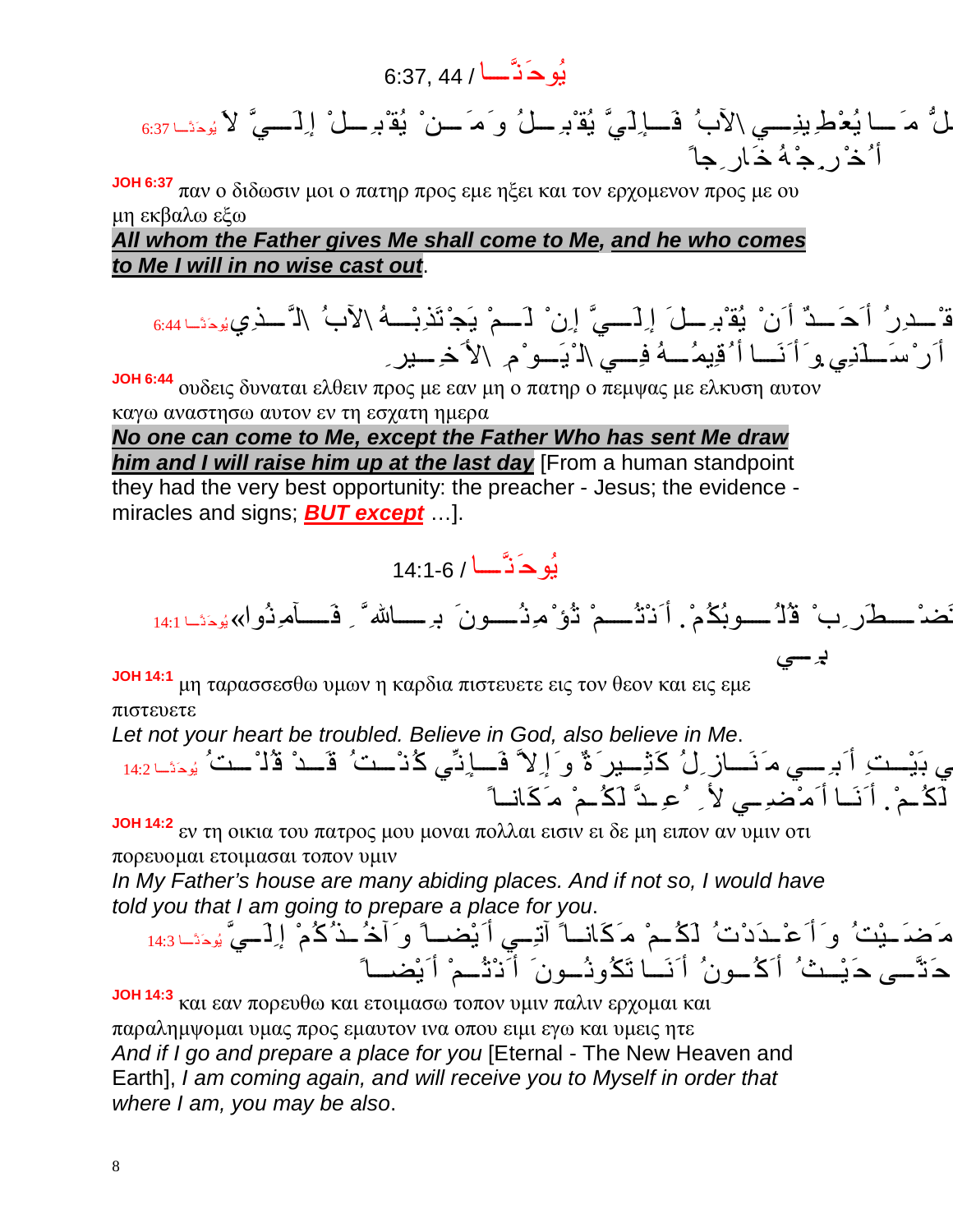## يُوحَنَّــا / 6:37, 44

ـلُّ مَــا يُعْطِينِــي \الآبُ فَــإِلَيَّ يُقْبِــلُ وَمَــنْ يُقْبِــلْ إِلَــيَّ لاَ أُخْرِجْهُ خَارِجاً يُوحَنَّـا 6:37

**JOH 6:37** παν ο διδωσιν μοι ο πατηρ προς εμε ηξει και τον ερχομενον προς με ου μη εκβαλω εξω

***<u>All whom the Father gives Me shall come to Me</u>, <u>and he who comes to Me I will in no wise cast out</u>.***

قْــدِرُ أَحَــدٌ أَنْ يُقْبِــلَ إِلَــيَّ إِنْ لَــمْ يَجْتَذِبْــهُ \الآبُ \الَّــذِي أَرْسَــلَنِي وَأَنَــا أُقِيمُــهُ فِــي \الْيَــوْمِ \الأَخِــيرِ يُوحَنَّــا 6:44

**JOH 6:44** ουδεις δυναται ελθειν προς με εαν μη ο πατηρ ο πεμψας με ελκυση αυτον καγω αναστησω αυτον εν τη εσχατη ημερα

***<u>No one can come to Me, except the Father Who has sent Me draw him and I will raise him up at the last day</u>*** [From a human standpoint they had the very best opportunity: the preacher - Jesus; the evidence - miracles and signs; ***<u>BUT except</u>*** …].

## يُوحَنَّــا / 14:1-6

ضْــطَرِبْ قُلُــوبُكُمْ. أَنْتُــمْ تُؤْمِنُــونَ بِــاللهِ فَــآمِنُوا» بِــي يُوحَنَّــا 14:1

**JOH 14:1** μη ταρασσεσθω υμων η καρδια πιστευετε εις τον θεον και εις εμε πιστευετε

*Let not your heart be troubled. Believe in God, also believe in Me*.

ي بَيْــتِ أَبِــي مَنَــازِلُ كَثِــيرَةٌ وَإِلاَّ فَــإِنِّي كُنْــتُ قَــدْ قُلْــتُ لَكُــمْ. أَنَــا أَمْضِــي لأُعِــدَّ لَكُــمْ مَكَانــاً يُوحَنَّــا 14:2

**JOH 14:2** εν τη οικια του πατρος μου μοναι πολλαι εισιν ει δε μη ειπον αν υμιν οτι πορευομαι ετοιμασαι τοπον υμιν

*In My Father’s house are many abiding places. And if not so, I would have told you that I am going to prepare a place for you*.

مَضَــيْتُ وَأَعْــدَدْتُ لَكُــمْ مَكَانــاً آتِــي أَيْضــاً وَآخُــذُكُمْ إِلَــيَّ حَتَّــى حَيْــثُ أَكُــونُ أَنَــا تَكُونُــونَ أَنْتُــمْ أَيْضــاً يُوحَنَّــا 14:3

**JOH 14:3** και εαν πορευθω και ετοιμασω τοπον υμιν παλιν ερχομαι και παραλημψομαι υμας προς εμαυτον ινα οπου ειμι εγω και υμεις ητε

*And if I go and prepare a place for you* [Eternal - The New Heaven and Earth], *I am coming again, and will receive you to Myself in order that where I am, you may be also*.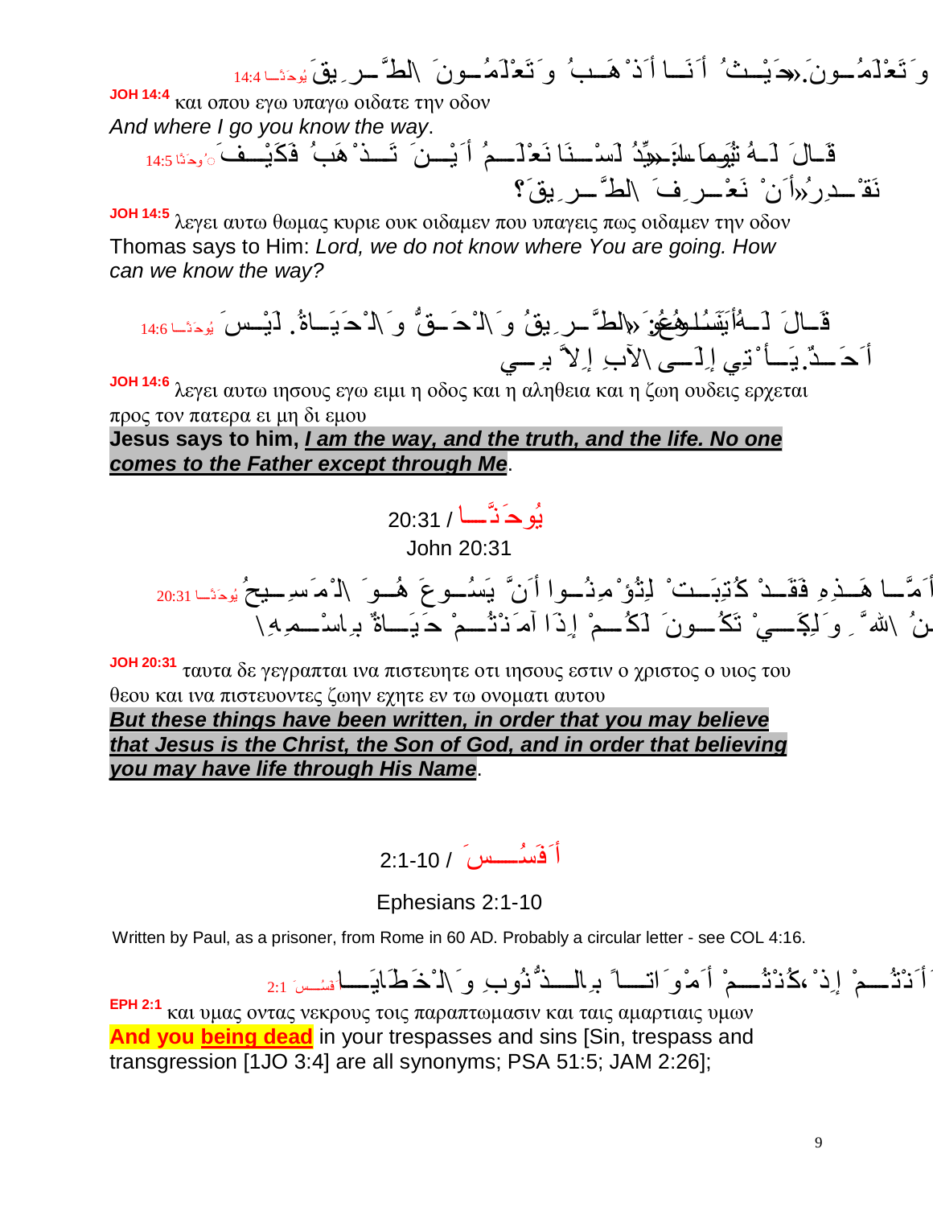وَتَعْلَمُونَ.«حَيْثُ أَنَا أَذْهَبُ وَتَعْلَمُونَ ٱلطَّرِيقَ يُوحَنَّا 14:4

**JOH 14:4** και οπου εγω υπαγω οιδατε την οδον

*And where I go you know the way*.

قَالَ لَهُ تُومَا: «يَا سَيِّدُ لَسْنَا نَعْلَمُ أَيْنَ تَذْهَبُ فَكَيْفَ نَقْدِرُ أَنْ نَعْرِفَ ٱلطَّرِيقَ؟» يُوحَنَّا 14:5

**JOH 14:5** λεγει αυτω θωμας κυριε ουκ οιδαμεν που υπαγεις πως οιδαμεν την οδον

Thomas says to Him: *Lord, we do not know where You are going. How can we know the way?*

قَالَ لَهُ يَسُوعُ: «أَنَا هُوَ ٱلطَّرِيقُ وَٱلْحَقُّ وَٱلْحَيَاةُ. لَيْسَ أَحَدٌ يَأْتِي إِلَى ٱلآبِ إِلاَّ بِي يُوحَنَّا 14:6

**JOH 14:6** λεγει αυτω ιησους εγω ειμι η οδος και η αληθεια και η ζωη ουδεις ερχεται προς τον πατερα ει μη δι εμου

**Jesus says to him, *I am the way, and the truth, and the life. No one comes to the Father except through Me*.**

يُوحَنَّا / 20:31

John 20:31

أَمَّا هَذِهِ فَقَدْ كُتِبَتْ لِتُؤْمِنُوا أَنَّ يَسُوعَ هُوَ ٱلْمَسِيحُ ٱبْنُ ٱللهِ، وَلِكَيْ تَكُونَ لَكُمْ إِذَا آمَنْتُمْ حَيَاةٌ بِٱسْمِهِ يُوحَنَّا 20:31

**JOH 20:31** ταυτα δε γεγραπται ινα πιστευσητε οτι ιησους εστιν ο χριστος ο υιος του θεου και ινα πιστευοντες ζωην εχητε εν τω ονοματι αυτου

***But these things have been written, in order that you may believe that Jesus is the Christ, the Son of God, and in order that believing you may have life through His Name*.**

أَفَسُسَ / 2:1-10

Ephesians 2:1-10

Written by Paul, as a prisoner, from Rome in 60 AD. Probably a circular letter - see COL 4:16.

وَأَنْتُمْ إِذْ كُنْتُمْ أَمْوَاتاً بِٱلذُّنُوبِ وَٱلْخَطَايَا أَفَسُسَ 2:1

**EPH 2:1** και υμας οντας νεκρους τοις παραπτωμασιν και ταις αμαρτιαις υμων

**And you being dead** in your trespasses and sins [Sin, trespass and transgression [1JO 3:4] are all synonyms; PSA 51:5; JAM 2:26];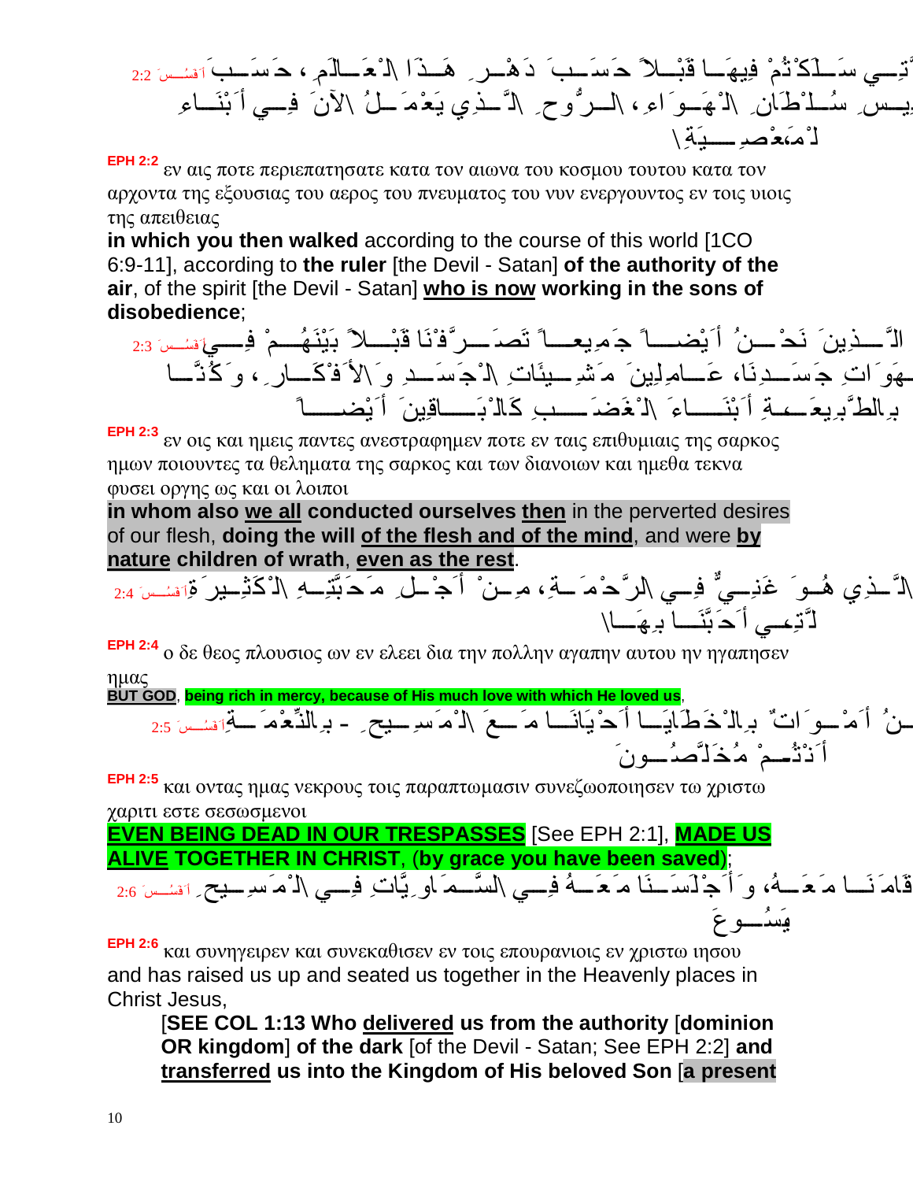أفسس 2:2 الَّتِي سَلَكْتُمْ فِيهَا قَبْلاً حَسَبَ دَهْرِ هَذَا الْعَالَمِ، حَسَبَ رَئِيسِ سُلْطَانِ الْهَوَاءِ، الرُّوحِ الَّذِي يَعْمَلُ الآنَ فِي أَبْنَاءِ الْمَعْصِيَةِ

**EPH 2:2** εν αις ποτε περιεπατησατε κατα τον αιωνα του κοσμου τουτου κατα τον αρχοντα της εξουσιας του αερος του πνευματος του νυν ενεργουντος εν τοις υιοις της απειθειας

**in which you then walked** according to the course of this world [1CO 6:9-11], according to **the ruler** [the Devil - Satan] **of the authority of the air**, of the spirit [the Devil - Satan] **who is now working in the sons of disobedience**;

أفسس 2:3 الَّذِينَ نَحْنُ أَيْضاً جَمِيعاً تَصَرَّفْنَا قَبْلاً بَيْنَهُمْ فِي شَهَوَاتِ جَسَدِنَا، عَامِلِينَ مَشِيئَاتِ الْجَسَدِ وَالأَفْكَارِ، وَكُنَّا بِالطَّبِيعَةِ أَبْنَاءَ الْغَضَبِ كَالْبَاقِينَ أَيْضاً

**EPH 2:3** εν οις και ημεις παντες ανεστραφημεν ποτε εν ταις επιθυμιαις της σαρκος ημων ποιουντες τα θεληματα της σαρκος και των διανοιων και ημεθα τεκνα φυσει οργης ως και οι λοιποι

**in whom also we all conducted ourselves then** in the perverted desires of our flesh, **doing the will of the flesh and of the mind**, and were **by nature children of wrath**, **even as the rest**.

أفسس 2:4 اَللهُ الَّذِي هُوَ غَنِيٌّ فِي الرَّحْمَةِ، مِنْ أَجْلِ مَحَبَّتِهِ الْكَثِيرَةِ الَّتِي أَحَبَّنَا بِهَا

**EPH 2:4** ο δε θεος πλουσιος ων εν ελεει δια την πολλην αγαπην αυτου ην ηγαπησεν ημας

**BUT GOD**, **being rich in mercy, because of His much love with which He loved us**,

أفسس 2:5 وَنَحْنُ أَمْوَاتٌ بِالْخَطَايَا أَحْيَانَا مَعَ الْمَسِيحِ - بِالنِّعْمَةِ أَنْتُمْ مُخَلَّصُونَ

**EPH 2:5** και οντας ημας νεκρους τοις παραπτωμασιν συνεζωοποιησεν τω χριστω χαριτι εστε σεσωσμενοι

**EVEN BEING DEAD IN OUR TRESPASSES** [See EPH 2:1], **MADE US ALIVE TOGETHER IN CHRIST**, (**by grace you have been saved**);

أفسس 2:6 وَأَقَامَنَا مَعَهُ، وَأَجْلَسَنَا مَعَهُ فِي السَّمَاوِيَّاتِ فِي الْمَسِيحِ يَسُوعَ

**EPH 2:6** και συνηγειρεν και συνεκαθισεν εν τοις επουρανιοις εν χριστω ιησου

and has raised us up and seated us together in the Heavenly places in Christ Jesus,

> [**SEE COL 1:13 Who delivered us from the authority** [**dominion OR kingdom**] **of the dark** [of the Devil - Satan; See EPH 2:2] **and transferred us into the Kingdom of His beloved Son** [**a present**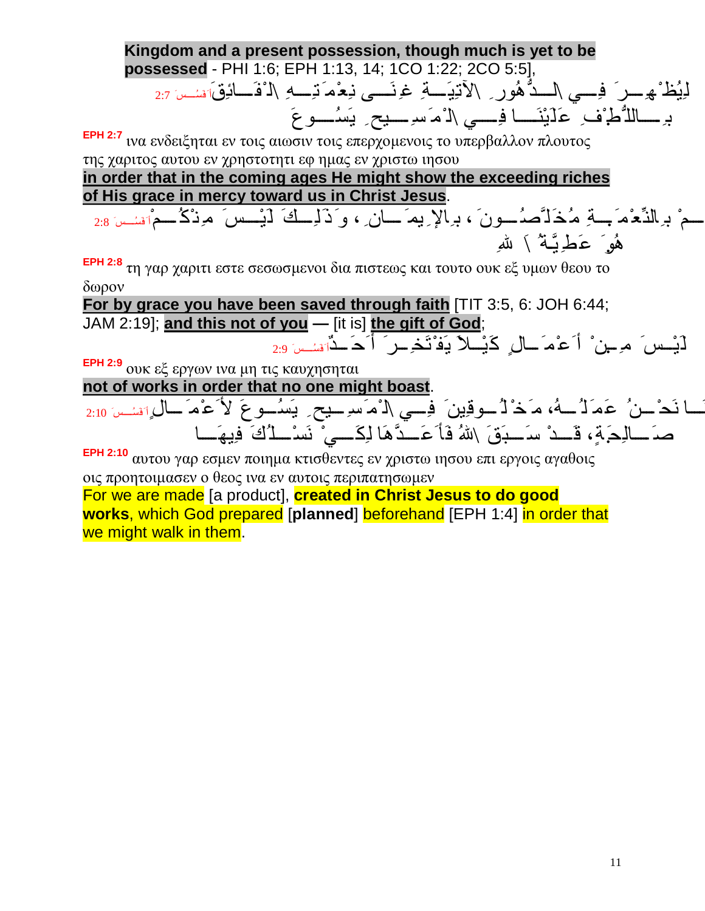**Kingdom and a present possession, though much is yet to be possessed** - PHI 1:6; EPH 1:13, 14; 1CO 1:22; 2CO 5:5],

لِيُظْهِرَ فِي ٱلدُّهُورِ ٱلآتِيَةِ غِنَى نِعْمَتِهِ ٱلْفَائِقَ أَفَسُس 2:7
بِاللُّطْفِ عَلَيْنَا فِي ٱلْمَسِيحِ يَسُوعَ

**EPH 2:7** ινα ενδειξηται εν τοις αιωσιν τοις επερχομενοις το υπερβαλλον πλουτος της χαριτος αυτου εν χρηστοτητι εφ ημας εν χριστω ιησου

**in order that in the coming ages He might show the exceeding riches of His grace in mercy toward us in Christ Jesus**.

ـمْ بِالنِّعْمَةِ مُخَلَّصُونَ ، بِالإِيمَانِ ، وَذَلِكَ لَيْسَ مِنْكُمْ أَفَسُس 2:8
هُوَ عَطِيَّةُ ٱللهِ

**EPH 2:8** τη γαρ χαριτι εστε σεσωσμενοι δια πιστεως και τουτο ουκ εξ υμων θεου το δωρον

**For by grace you have been saved through faith** [TIT 3:5, 6: JOH 6:44; JAM 2:19]; **and this not of you** — [it is] **the gift of God**;

لَيْسَ مِنْ أَعْمَالٍ كَيْلاَ يَفْتَخِرَ أَحَدٌ أَفَسُس 2:9

**EPH 2:9** ουκ εξ εργων ινα μη τις καυχησηται

**not of works in order that no one might boast**.

ـا نَحْنُ عَمَلُهُ، مَخْلُوقِينَ فِي ٱلْمَسِيحِ يَسُوعَ لأَعْمَالٍ أَفَسُس 2:10
صَالِحَةٍ، قَدْ سَبَقَ ٱللهُ فَأَعَدَّهَا لِكَيْ نَسْلُكَ فِيهَا

**EPH 2:10** αυτου γαρ εσμεν ποιημα κτισθεντες εν χριστω ιησου επι εργοις αγαθοις οις προητοιμασεν ο θεος ινα εν αυτοις περιπατησωμεν

For we are made [a product], **created in Christ Jesus to do good works**, which God prepared [**planned**] beforehand [EPH 1:4] in order that we might walk in them.